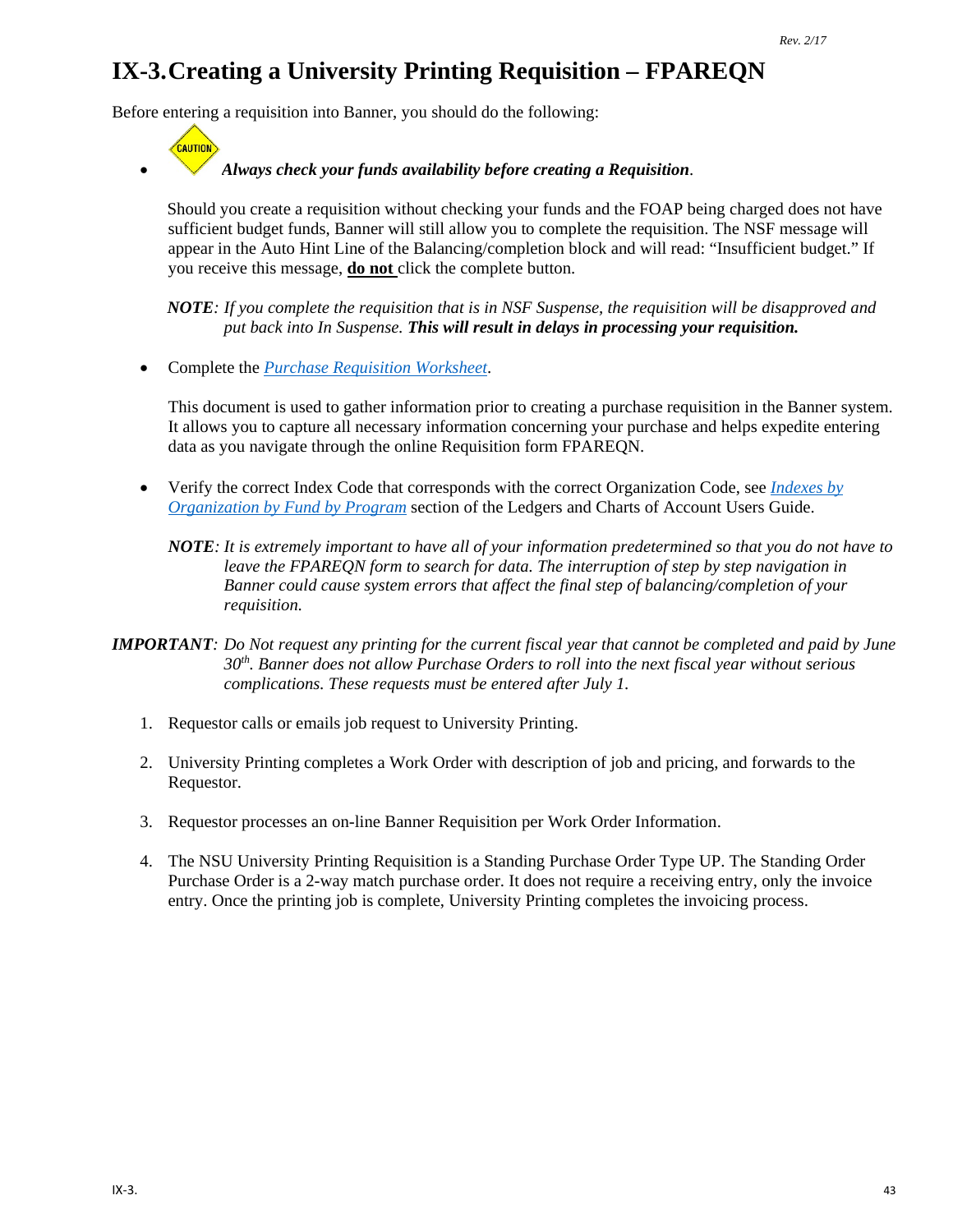# IX-3. Creating a University Printing Requisition – FPAREQN

Before entering a requisition into Banner, you should do the following:

- CAUTION ***Always check your funds availability before creating a Requisition***.

  Should you create a requisition without checking your funds and the FOAP being charged does not have sufficient budget funds, Banner will still allow you to complete the requisition. The NSF message will appear in the Auto Hint Line of the Balancing/completion block and will read: "Insufficient budget." If you receive this message, **do not** click the complete button.

  ***NOTE***: *If you complete the requisition that is in NSF Suspense, the requisition will be disapproved and put back into In Suspense.* ***This will result in delays in processing your requisition.***

- Complete the *[Purchase Requisition Worksheet](Purchase Requisition Worksheet)*.

  This document is used to gather information prior to creating a purchase requisition in the Banner system. It allows you to capture all necessary information concerning your purchase and helps expedite entering data as you navigate through the online Requisition form FPAREQN.

- Verify the correct Index Code that corresponds with the correct Organization Code, see *[Indexes by Organization by Fund by Program](Indexes by Organization by Fund by Program)* section of the Ledgers and Charts of Account Users Guide.

  ***NOTE***: *It is extremely important to have all of your information predetermined so that you do not have to leave the FPAREQN form to search for data. The interruption of step by step navigation in Banner could cause system errors that affect the final step of balancing/completion of your requisition.*

***IMPORTANT***: *Do Not request any printing for the current fiscal year that cannot be completed and paid by June 30th. Banner does not allow Purchase Orders to roll into the next fiscal year without serious complications. These requests must be entered after July 1.*

1. Requestor calls or emails job request to University Printing.

2. University Printing completes a Work Order with description of job and pricing, and forwards to the Requestor.

3. Requestor processes an on-line Banner Requisition per Work Order Information.

4. The NSU University Printing Requisition is a Standing Purchase Order Type UP. The Standing Order Purchase Order is a 2-way match purchase order. It does not require a receiving entry, only the invoice entry. Once the printing job is complete, University Printing completes the invoicing process.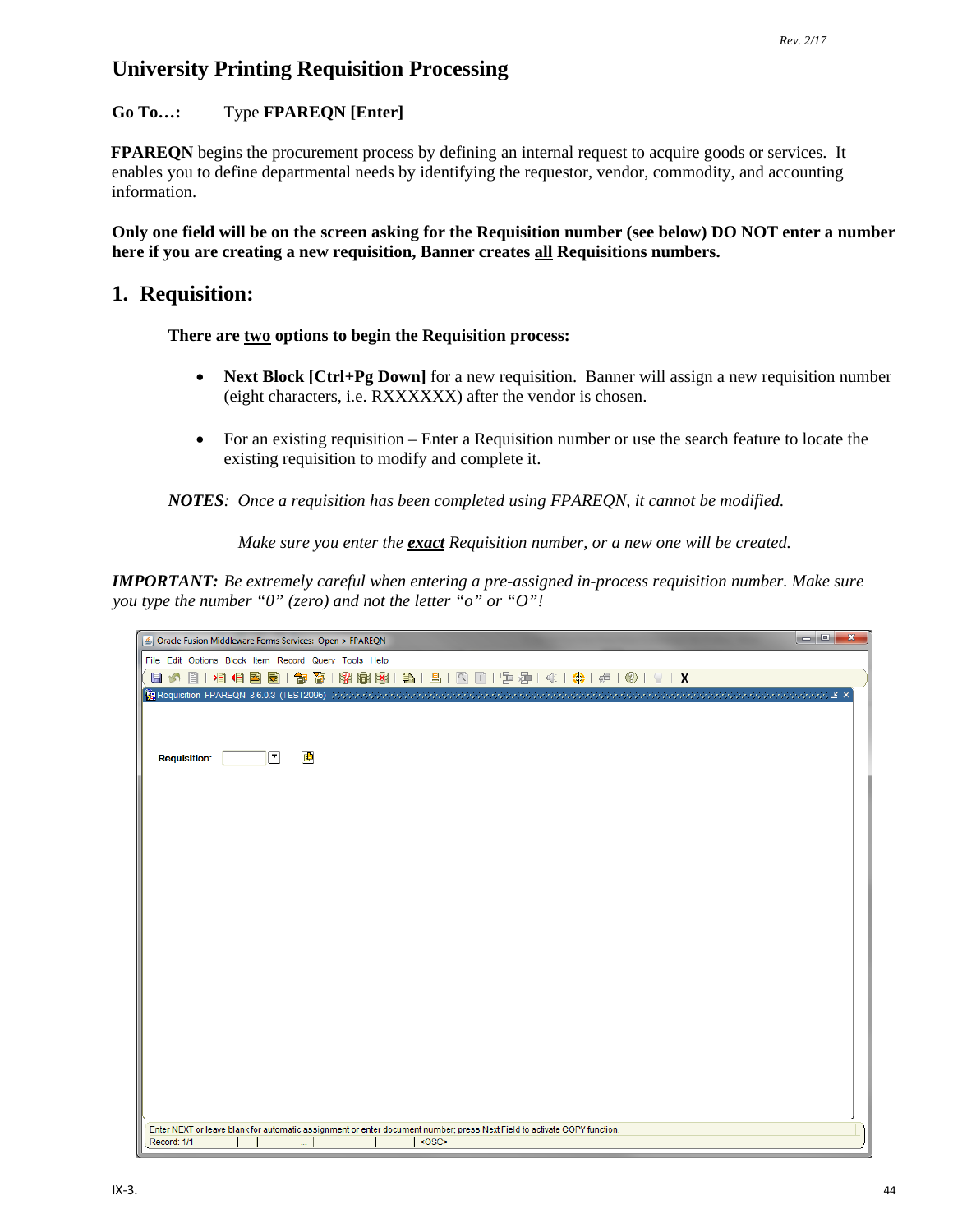# University Printing Requisition Processing

**Go To…:** Type **FPAREQN [Enter]**

**FPAREQN** begins the procurement process by defining an internal request to acquire goods or services. It enables you to define departmental needs by identifying the requestor, vendor, commodity, and accounting information.

**Only one field will be on the screen asking for the Requisition number (see below) DO NOT enter a number here if you are creating a new requisition, Banner creates all Requisitions numbers.**

## 1. Requisition:

**There are two options to begin the Requisition process:**

- **Next Block [Ctrl+Pg Down]** for a new requisition. Banner will assign a new requisition number (eight characters, i.e. RXXXXXXX) after the vendor is chosen.
- For an existing requisition – Enter a Requisition number or use the search feature to locate the existing requisition to modify and complete it.

***NOTES**: Once a requisition has been completed using FPAREQN, it cannot be modified.*

*Make sure you enter the **exact** Requisition number, or a new one will be created.*

***IMPORTANT:** Be extremely careful when entering a pre-assigned in-process requisition number. Make sure you type the number "0" (zero) and not the letter "o" or "O"!*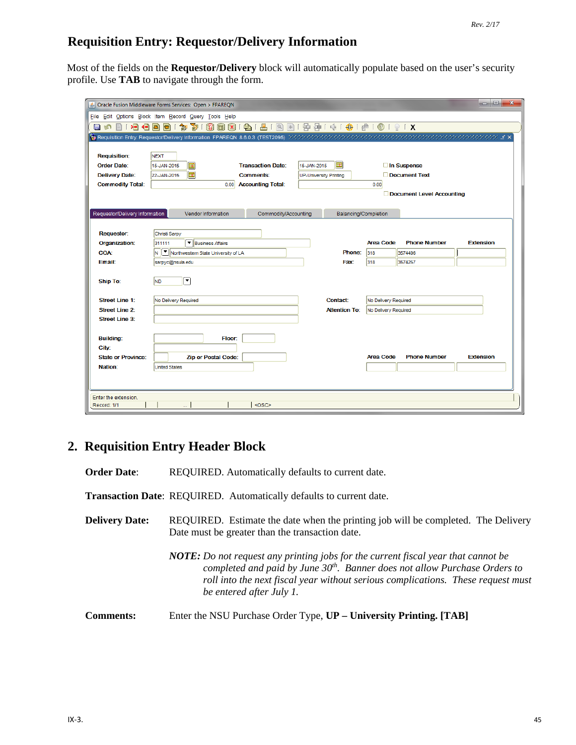# Requisition Entry: Requestor/Delivery Information

Most of the fields on the **Requestor/Delivery** block will automatically populate based on the user's security profile. Use **TAB** to navigate through the form.

## 2. Requisition Entry Header Block

**Order Date**: REQUIRED. Automatically defaults to current date.

**Transaction Date**: REQUIRED. Automatically defaults to current date.

**Delivery Date:** REQUIRED. Estimate the date when the printing job will be completed. The Delivery Date must be greater than the transaction date.

> ***NOTE:*** *Do not request any printing jobs for the current fiscal year that cannot be completed and paid by June 30th. Banner does not allow Purchase Orders to roll into the next fiscal year without serious complications. These request must be entered after July 1.*

**Comments:** Enter the NSU Purchase Order Type, **UP – University Printing. [TAB]**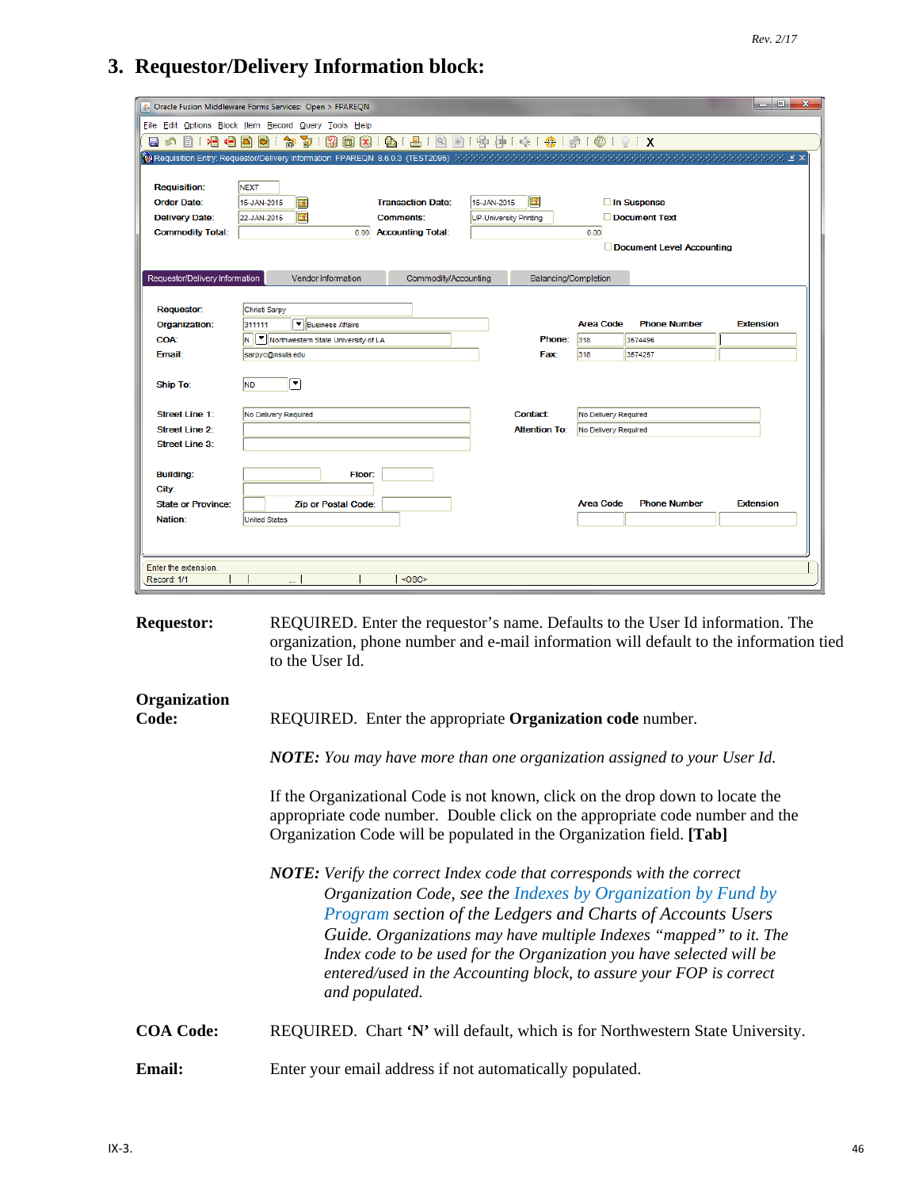## 3. Requestor/Delivery Information block:

**Requestor:** REQUIRED. Enter the requestor's name. Defaults to the User Id information. The organization, phone number and e-mail information will default to the information tied to the User Id.

**Organization Code:** REQUIRED. Enter the appropriate **Organization code** number.

***NOTE:*** *You may have more than one organization assigned to your User Id.*

If the Organizational Code is not known, click on the drop down to locate the appropriate code number. Double click on the appropriate code number and the Organization Code will be populated in the Organization field. **[Tab]**

***NOTE:*** *Verify the correct Index code that corresponds with the correct Organization Code, see the Indexes by Organization by Fund by Program section of the Ledgers and Charts of Accounts Users Guide. Organizations may have multiple Indexes "mapped" to it. The Index code to be used for the Organization you have selected will be entered/used in the Accounting block, to assure your FOP is correct and populated.*

**COA Code:** REQUIRED. Chart **'N'** will default, which is for Northwestern State University.

**Email:** Enter your email address if not automatically populated.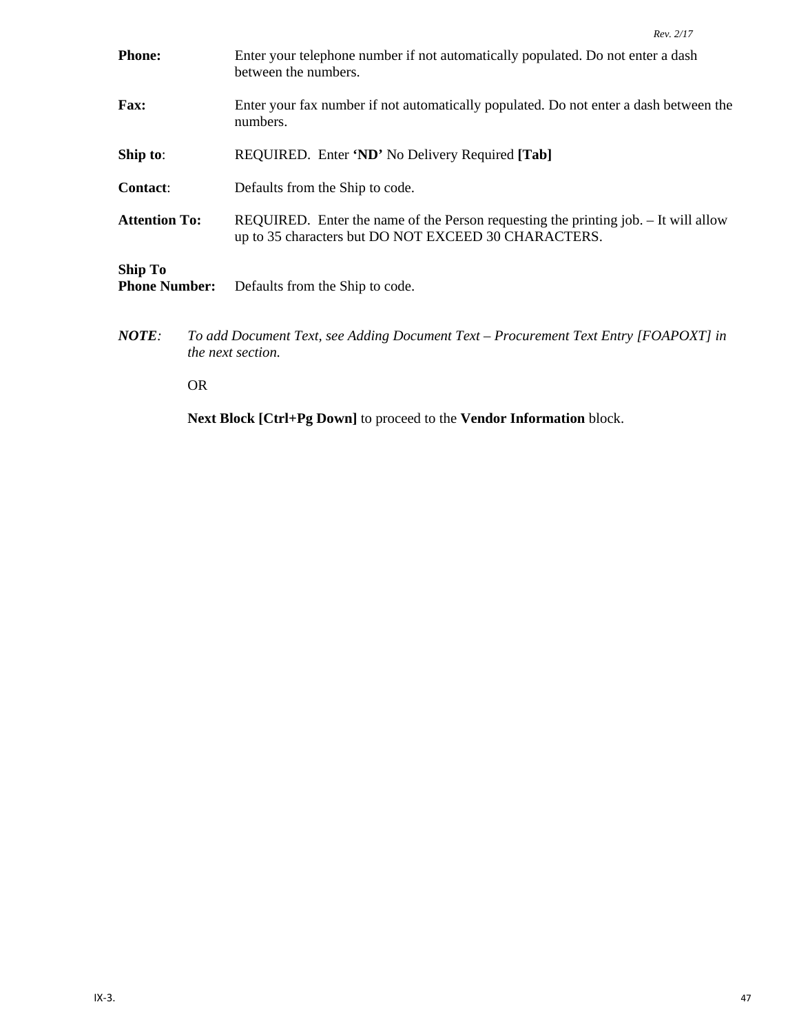**Phone:** Enter your telephone number if not automatically populated. Do not enter a dash between the numbers.

**Fax:** Enter your fax number if not automatically populated. Do not enter a dash between the numbers.

**Ship to**: REQUIRED. Enter **'ND'** No Delivery Required **[Tab]**

**Contact**: Defaults from the Ship to code.

**Attention To:** REQUIRED. Enter the name of the Person requesting the printing job. – It will allow up to 35 characters but DO NOT EXCEED 30 CHARACTERS.

**Ship To Phone Number:** Defaults from the Ship to code.

***NOTE***: *To add Document Text, see Adding Document Text – Procurement Text Entry [FOAPOXT] in the next section.*

OR

**Next Block [Ctrl+Pg Down]** to proceed to the **Vendor Information** block.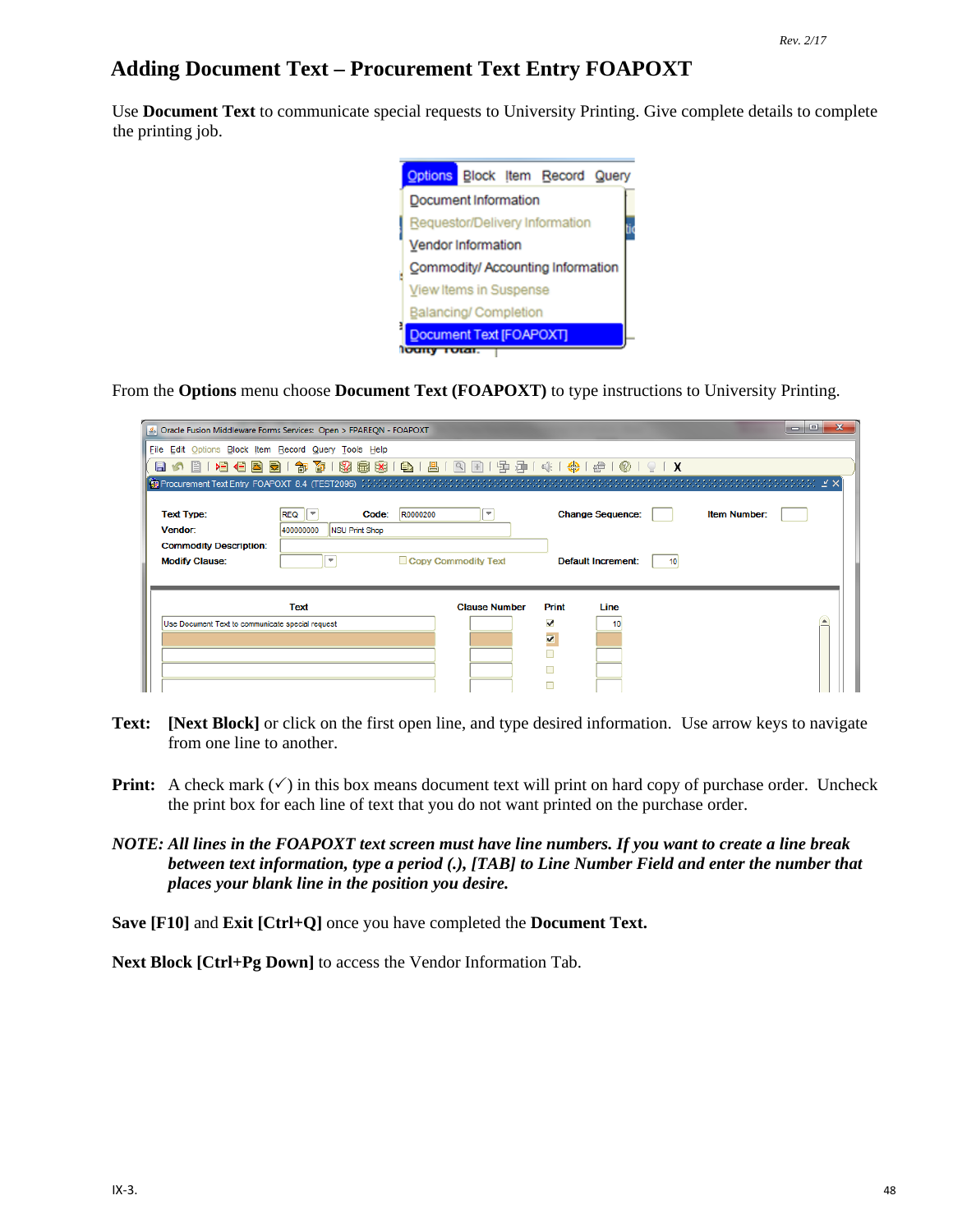# Adding Document Text – Procurement Text Entry FOAPOXT

Use **Document Text** to communicate special requests to University Printing. Give complete details to complete the printing job.

From the **Options** menu choose **Document Text (FOAPOXT)** to type instructions to University Printing.

**Text:** **[Next Block]** or click on the first open line, and type desired information. Use arrow keys to navigate from one line to another.

**Print:** A check mark (✓) in this box means document text will print on hard copy of purchase order. Uncheck the print box for each line of text that you do not want printed on the purchase order.

***NOTE: All lines in the FOAPOXT text screen must have line numbers. If you want to create a line break between text information, type a period (.), [TAB] to Line Number Field and enter the number that places your blank line in the position you desire.***

**Save [F10]** and **Exit [Ctrl+Q]** once you have completed the **Document Text.**

**Next Block [Ctrl+Pg Down]** to access the Vendor Information Tab.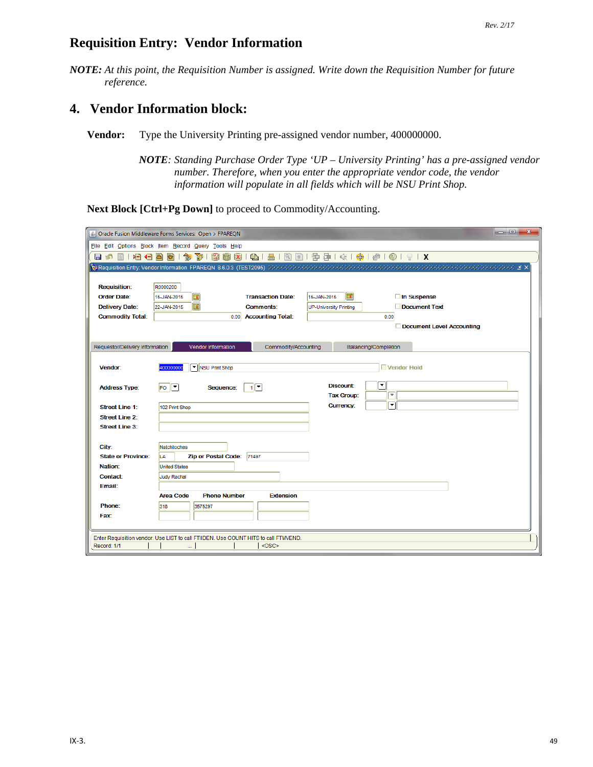## Requisition Entry: Vendor Information

***NOTE:*** *At this point, the Requisition Number is assigned. Write down the Requisition Number for future reference.*

## 4. Vendor Information block:

**Vendor:** Type the University Printing pre-assigned vendor number, 400000000.

> ***NOTE****: Standing Purchase Order Type 'UP – University Printing' has a pre-assigned vendor number. Therefore, when you enter the appropriate vendor code, the vendor information will populate in all fields which will be NSU Print Shop.*

**Next Block [Ctrl+Pg Down]** to proceed to Commodity/Accounting.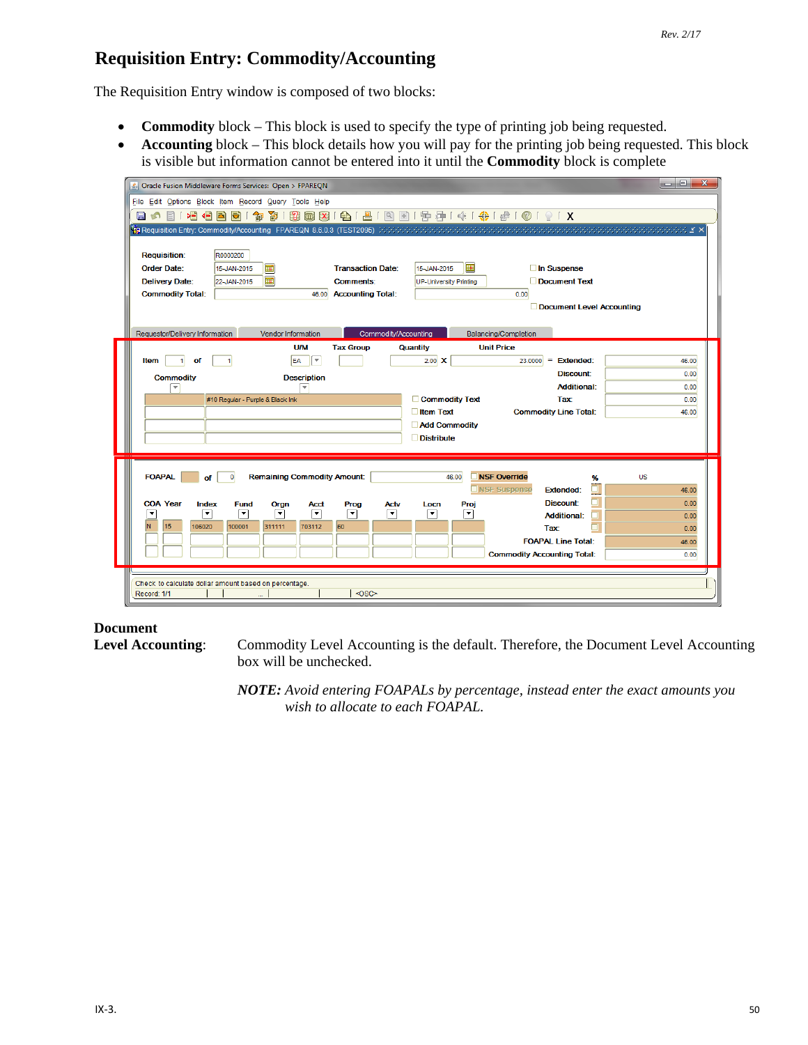# Requisition Entry: Commodity/Accounting

The Requisition Entry window is composed of two blocks:

- **Commodity** block – This block is used to specify the type of printing job being requested.
- **Accounting** block – This block details how you will pay for the printing job being requested. This block is visible but information cannot be entered into it until the **Commodity** block is complete

**Document Level Accounting**: Commodity Level Accounting is the default. Therefore, the Document Level Accounting box will be unchecked.

***NOTE:*** *Avoid entering FOAPALs by percentage, instead enter the exact amounts you wish to allocate to each FOAPAL.*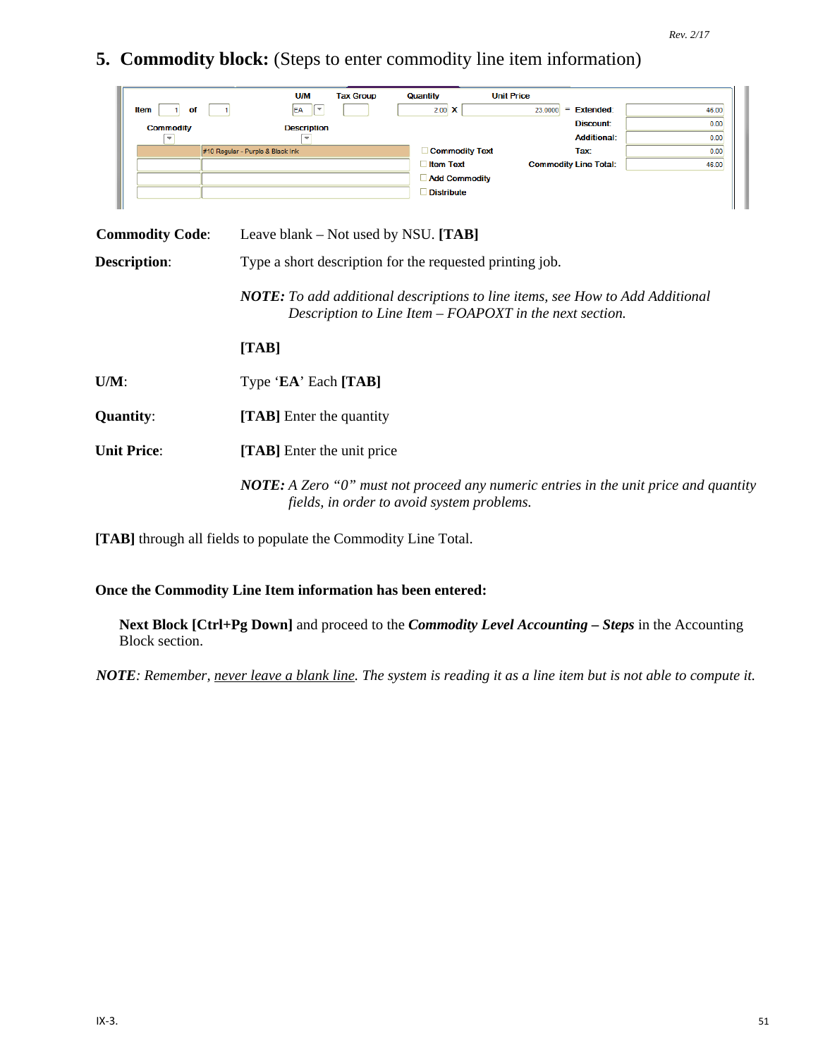## 5. Commodity block: (Steps to enter commodity line item information)

**Commodity Code**: Leave blank – Not used by NSU. **[TAB]**

**Description**: Type a short description for the requested printing job.

*NOTE: To add additional descriptions to line items, see How to Add Additional Description to Line Item – FOAPOXT in the next section.*

**[TAB]**

**U/M**: Type '**EA**' Each **[TAB]**

**Quantity**: **[TAB]** Enter the quantity

**Unit Price**: **[TAB]** Enter the unit price

***NOTE:*** *A Zero "0" must not proceed any numeric entries in the unit price and quantity fields, in order to avoid system problems.*

**[TAB]** through all fields to populate the Commodity Line Total.

**Once the Commodity Line Item information has been entered:**

**Next Block [Ctrl+Pg Down]** and proceed to the ***Commodity Level Accounting – Steps*** in the Accounting Block section.

***NOTE***: *Remember, never leave a blank line. The system is reading it as a line item but is not able to compute it.*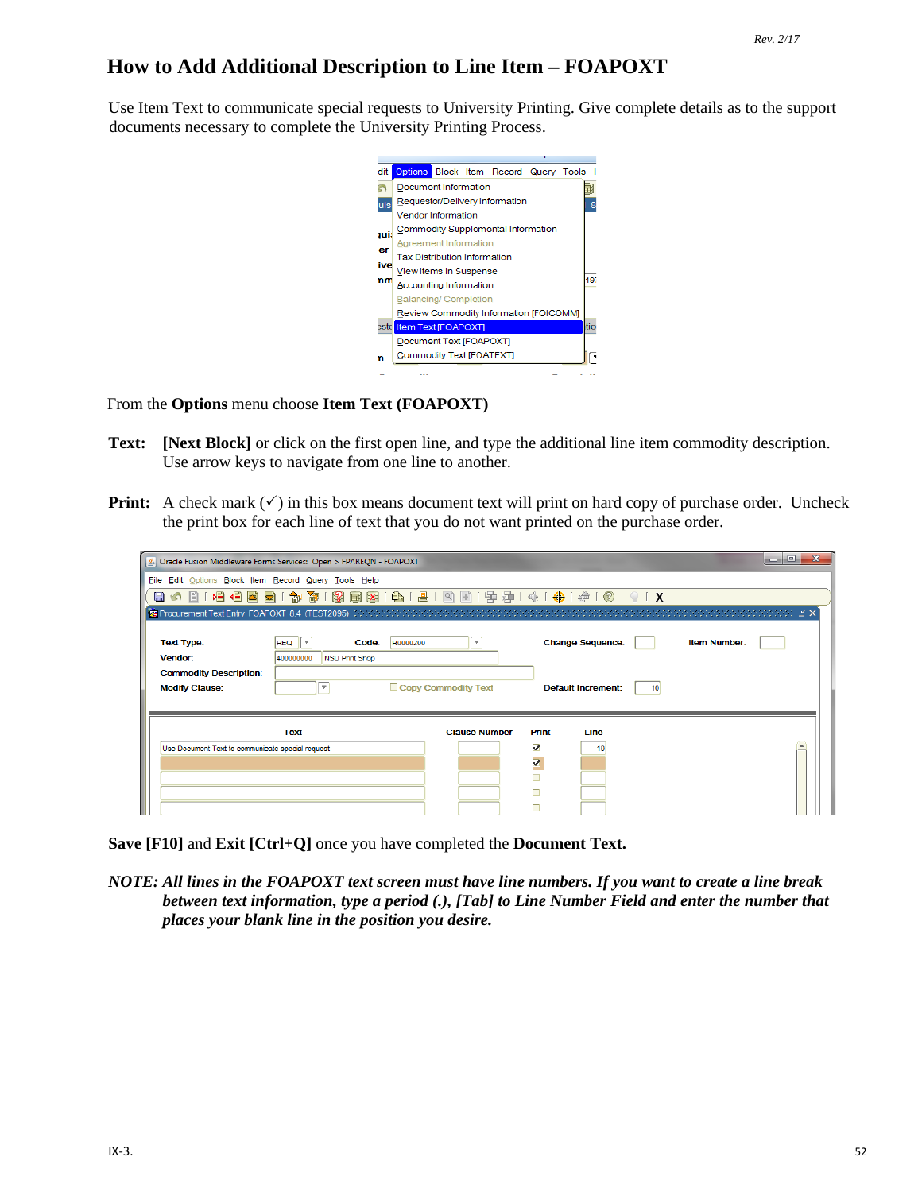# How to Add Additional Description to Line Item – FOAPOXT

Use Item Text to communicate special requests to University Printing. Give complete details as to the support documents necessary to complete the University Printing Process.

From the **Options** menu choose **Item Text (FOAPOXT)**

**Text:** **[Next Block]** or click on the first open line, and type the additional line item commodity description. Use arrow keys to navigate from one line to another.

**Print:** A check mark (✓) in this box means document text will print on hard copy of purchase order. Uncheck the print box for each line of text that you do not want printed on the purchase order.

**Save [F10]** and **Exit [Ctrl+Q]** once you have completed the **Document Text.**

***NOTE: All lines in the FOAPOXT text screen must have line numbers. If you want to create a line break between text information, type a period (.), [Tab] to Line Number Field and enter the number that places your blank line in the position you desire.***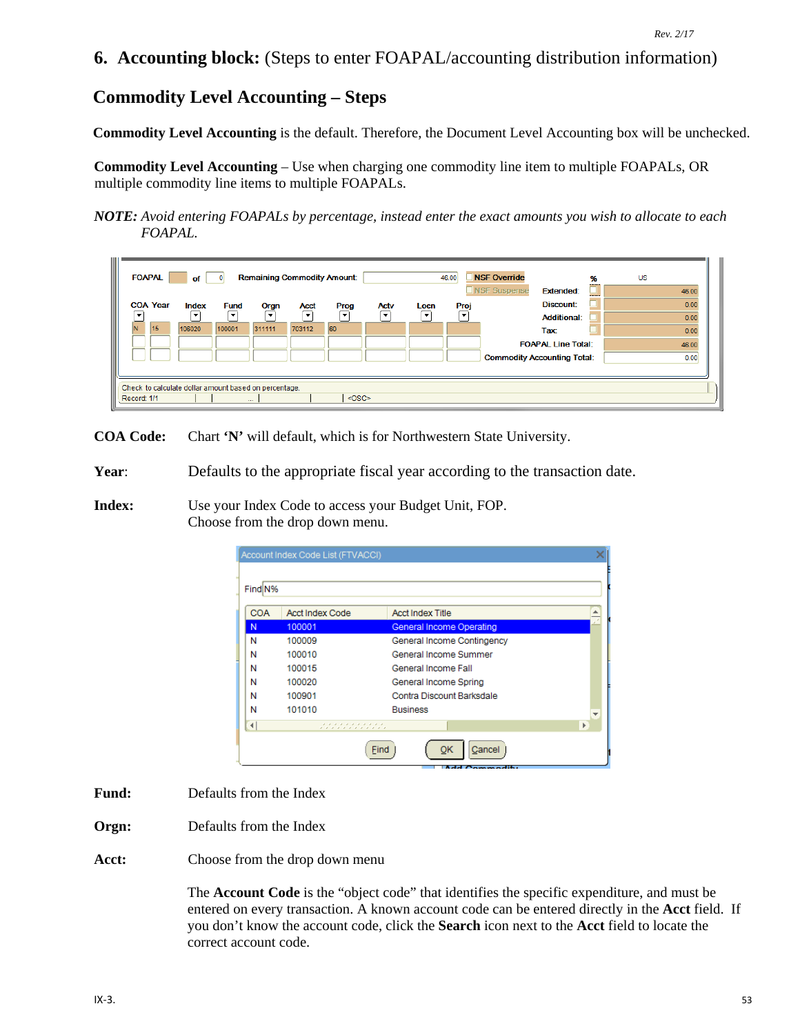## 6. Accounting block: (Steps to enter FOAPAL/accounting distribution information)

### Commodity Level Accounting – Steps

**Commodity Level Accounting** is the default. Therefore, the Document Level Accounting box will be unchecked.

**Commodity Level Accounting** – Use when charging one commodity line item to multiple FOAPALs, OR multiple commodity line items to multiple FOAPALs.

***NOTE:*** *Avoid entering FOAPALs by percentage, instead enter the exact amounts you wish to allocate to each FOAPAL.*

**COA Code:** Chart **'N'** will default, which is for Northwestern State University.

**Year**: Defaults to the appropriate fiscal year according to the transaction date.

**Index:** Use your Index Code to access your Budget Unit, FOP. Choose from the drop down menu.

**Fund:** Defaults from the Index

**Orgn:** Defaults from the Index

**Acct:** Choose from the drop down menu

The **Account Code** is the "object code" that identifies the specific expenditure, and must be entered on every transaction. A known account code can be entered directly in the **Acct** field. If you don't know the account code, click the **Search** icon next to the **Acct** field to locate the correct account code.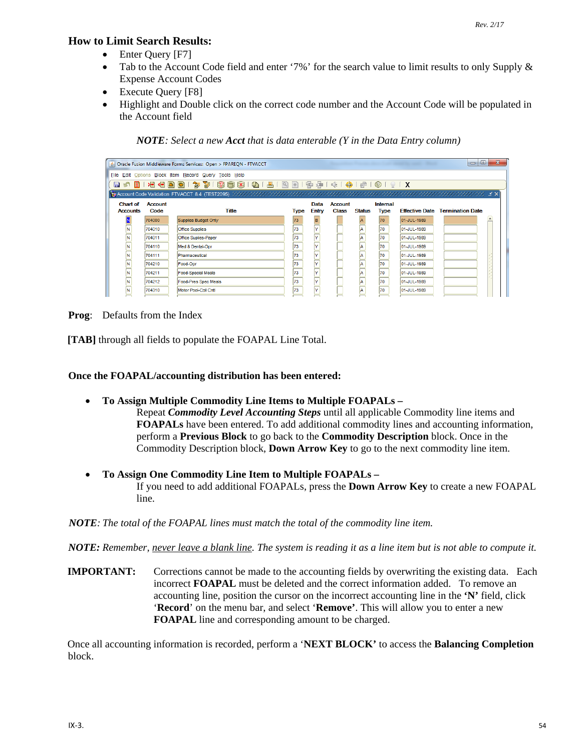### How to Limit Search Results:

- Enter Query [F7]
- Tab to the Account Code field and enter '7%' for the search value to limit results to only Supply & Expense Account Codes
- Execute Query [F8]
- Highlight and Double click on the correct code number and the Account Code will be populated in the Account field

*NOTE: Select a new **Acct** that is data enterable (Y in the Data Entry column)*

Oracle Fusion Middleware Forms Services: Open > FPAREQN - FTVACCT

Account Code Validation FTVACCT 8.4 (TEST2095)

| Chart of Accounts | Account Code | Title | Type | Data Entry | Account Class | Status | Internal Type | Effective Date | Termination Date |
|---|---|---|---|---|---|---|---|---|---|
| N | 704000 | Supplies Budget Only | 73 | B | | A | 70 | 01-JUL-1989 | |
| N | 704010 | Office Supplies | 73 | Y | | A | 70 | 01-JUL-1989 | |
| N | 704011 | Office Suplies-Paper | 73 | Y | | A | 70 | 01-JUL-1989 | |
| N | 704110 | Med & Dental-Opr | 73 | Y | | A | 70 | 01-JUL-1989 | |
| N | 704111 | Pharmaceutical | 73 | Y | | A | 70 | 01-JUL-1989 | |
| N | 704210 | Food-Opr | 73 | Y | | A | 70 | 01-JUL-1989 | |
| N | 704211 | Food-Special Meals | 73 | Y | | A | 70 | 01-JUL-1989 | |
| N | 704212 | Food-Pres Spec Meals | 73 | Y | | A | 70 | 01-JUL-1989 | |
| N | 704310 | Motor Pool-Coll Cntl | 73 | Y | | A | 70 | 01-JUL-1989 | |

**Prog**: Defaults from the Index

**[TAB]** through all fields to populate the FOAPAL Line Total.

### Once the FOAPAL/accounting distribution has been entered:

- **To Assign Multiple Commodity Line Items to Multiple FOAPALs –**
  Repeat ***Commodity Level Accounting Steps*** until all applicable Commodity line items and **FOAPALs** have been entered. To add additional commodity lines and accounting information, perform a **Previous Block** to go back to the **Commodity Description** block. Once in the Commodity Description block, **Down Arrow Key** to go to the next commodity line item.

- **To Assign One Commodity Line Item to Multiple FOAPALs –**
  If you need to add additional FOAPALs, press the **Down Arrow Key** to create a new FOAPAL line.

***NOTE***: *The total of the FOAPAL lines must match the total of the commodity line item.*

***NOTE:*** *Remember, <u>never leave a blank line</u>. The system is reading it as a line item but is not able to compute it.*

**IMPORTANT:** Corrections cannot be made to the accounting fields by overwriting the existing data. Each incorrect **FOAPAL** must be deleted and the correct information added. To remove an accounting line, position the cursor on the incorrect accounting line in the **'N'** field, click '**Record**' on the menu bar, and select '**Remove'**. This will allow you to enter a new **FOAPAL** line and corresponding amount to be charged.

Once all accounting information is recorded, perform a '**NEXT BLOCK'** to access the **Balancing Completion** block.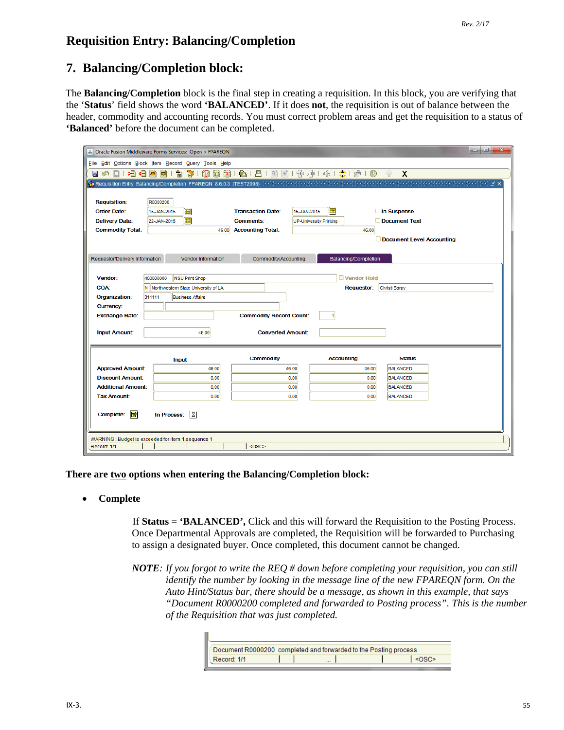# Requisition Entry: Balancing/Completion

## 7. Balancing/Completion block:

The **Balancing/Completion** block is the final step in creating a requisition. In this block, you are verifying that the '**Status**' field shows the word **'BALANCED'**. If it does **not**, the requisition is out of balance between the header, commodity and accounting records. You must correct problem areas and get the requisition to a status of **'Balanced'** before the document can be completed.

**There are <u>two</u> options when entering the Balancing/Completion block:**

- **Complete**

  If **Status** = **'BALANCED',** Click and this will forward the Requisition to the Posting Process. Once Departmental Approvals are completed, the Requisition will be forwarded to Purchasing to assign a designated buyer. Once completed, this document cannot be changed.

  ***NOTE****: If you forgot to write the REQ # down before completing your requisition, you can still identify the number by looking in the message line of the new FPAREQN form. On the Auto Hint/Status bar, there should be a message, as shown in this example, that says "Document R0000200 completed and forwarded to Posting process". This is the number of the Requisition that was just completed.*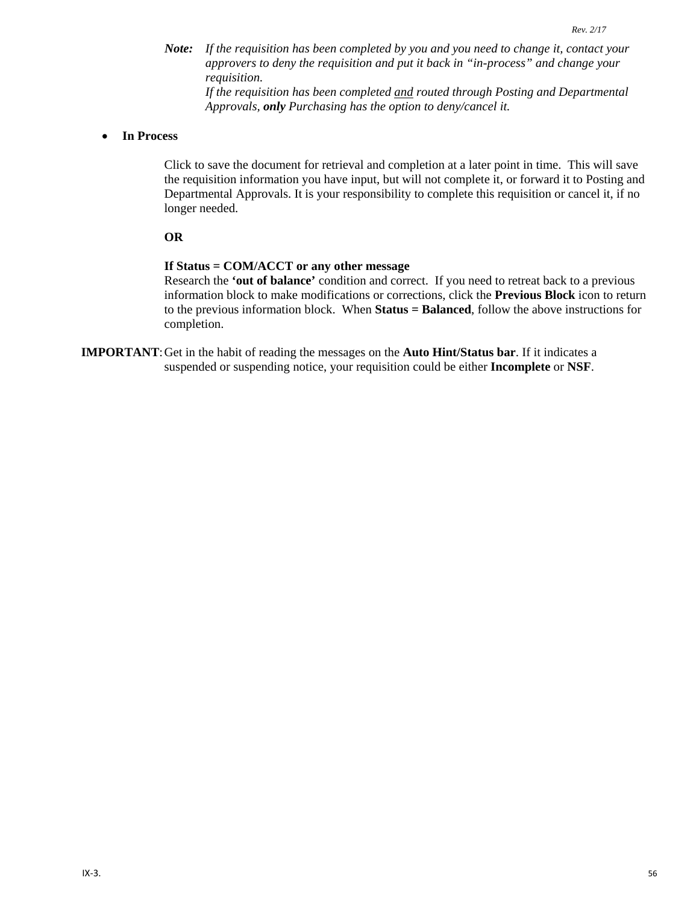***Note:*** *If the requisition has been completed by you and you need to change it, contact your approvers to deny the requisition and put it back in "in-process" and change your requisition.*
*If the requisition has been completed <u>and</u> routed through Posting and Departmental Approvals,* ***only*** *Purchasing has the option to deny/cancel it.*

- **In Process**

  Click to save the document for retrieval and completion at a later point in time. This will save the requisition information you have input, but will not complete it, or forward it to Posting and Departmental Approvals. It is your responsibility to complete this requisition or cancel it, if no longer needed.

  **OR**

  **If Status = COM/ACCT or any other message**
  Research the **'out of balance'** condition and correct. If you need to retreat back to a previous information block to make modifications or corrections, click the **Previous Block** icon to return to the previous information block. When **Status = Balanced**, follow the above instructions for completion.

**IMPORTANT**: Get in the habit of reading the messages on the **Auto Hint/Status bar**. If it indicates a suspended or suspending notice, your requisition could be either **Incomplete** or **NSF**.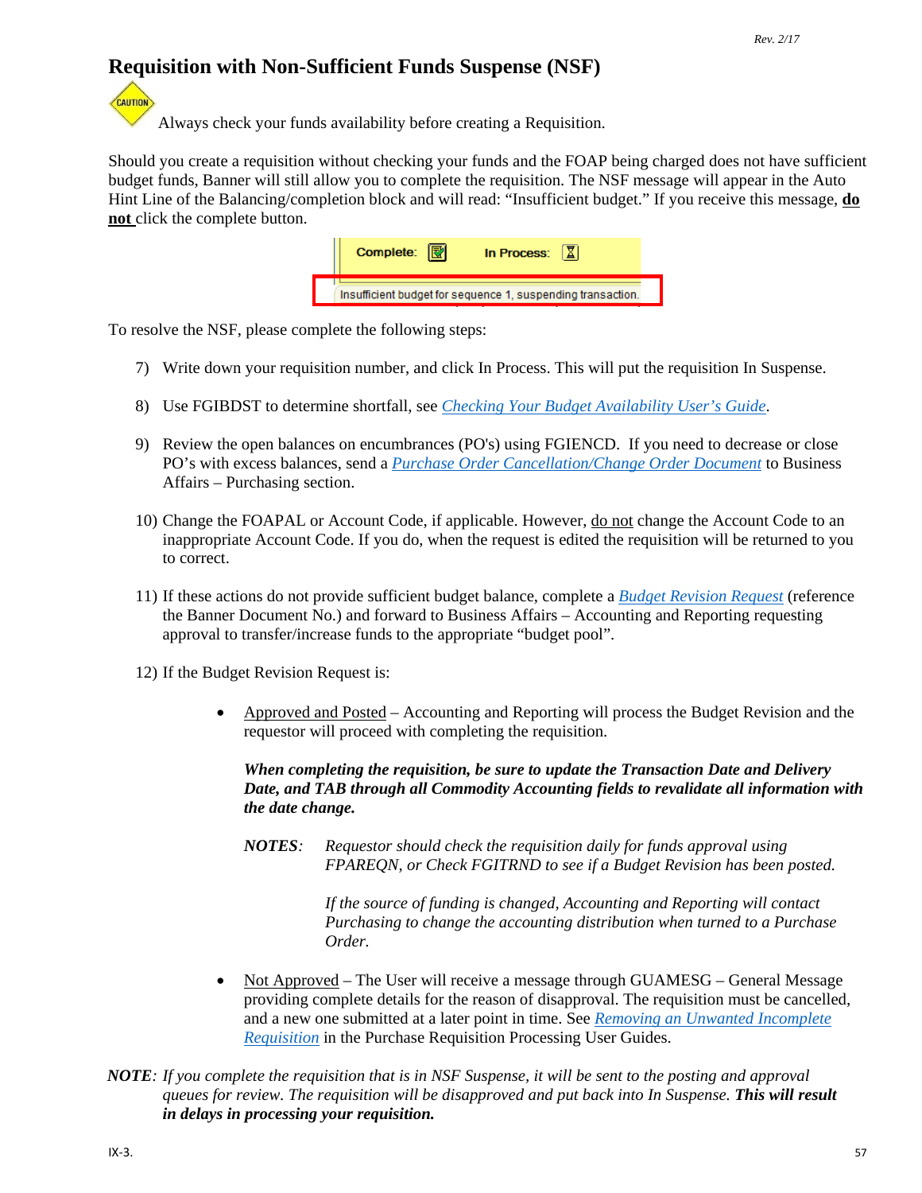# Requisition with Non-Sufficient Funds Suspense (NSF)

CAUTION

Always check your funds availability before creating a Requisition.

Should you create a requisition without checking your funds and the FOAP being charged does not have sufficient budget funds, Banner will still allow you to complete the requisition. The NSF message will appear in the Auto Hint Line of the Balancing/completion block and will read: "Insufficient budget." If you receive this message, **do not** click the complete button.

Complete: In Process:

Insufficient budget for sequence 1, suspending transaction.

To resolve the NSF, please complete the following steps:

7) Write down your requisition number, and click In Process. This will put the requisition In Suspense.

8) Use FGIBDST to determine shortfall, see *Checking Your Budget Availability User's Guide*.

9) Review the open balances on encumbrances (PO's) using FGIENCD. If you need to decrease or close PO's with excess balances, send a *Purchase Order Cancellation/Change Order Document* to Business Affairs – Purchasing section.

10) Change the FOAPAL or Account Code, if applicable. However, do not change the Account Code to an inappropriate Account Code. If you do, when the request is edited the requisition will be returned to you to correct.

11) If these actions do not provide sufficient budget balance, complete a *Budget Revision Request* (reference the Banner Document No.) and forward to Business Affairs – Accounting and Reporting requesting approval to transfer/increase funds to the appropriate "budget pool".

12) If the Budget Revision Request is:

- Approved and Posted – Accounting and Reporting will process the Budget Revision and the requestor will proceed with completing the requisition.

  ***When completing the requisition, be sure to update the Transaction Date and Delivery Date, and TAB through all Commodity Accounting fields to revalidate all information with the date change.***

  ***NOTES**: Requestor should check the requisition daily for funds approval using FPAREQN, or Check FGITRND to see if a Budget Revision has been posted.*

  *If the source of funding is changed, Accounting and Reporting will contact Purchasing to change the accounting distribution when turned to a Purchase Order.*

- Not Approved – The User will receive a message through GUAMESG – General Message providing complete details for the reason of disapproval. The requisition must be cancelled, and a new one submitted at a later point in time. See *Removing an Unwanted Incomplete Requisition* in the Purchase Requisition Processing User Guides.

***NOTE**: If you complete the requisition that is in NSF Suspense, it will be sent to the posting and approval queues for review. The requisition will be disapproved and put back into In Suspense.* ***This will result in delays in processing your requisition.***